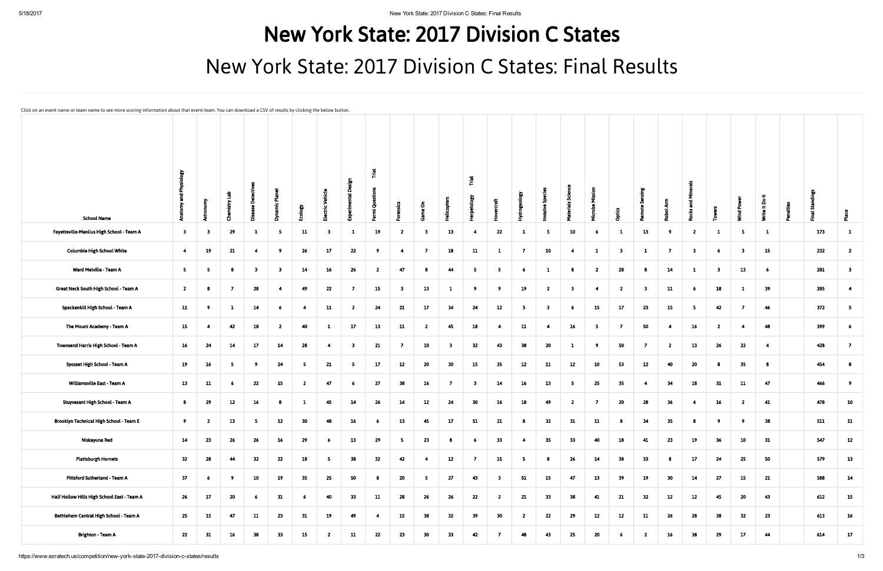# New York State: 2017 Division C States

## New York State: 2017 Division C States: Final Results

Click on an event name or team name to see more scoring information about that event/team. You can download a CSV of results by clicking the below button.

| School Name | Anatomy and Physiology | Astronomy | Chemistry Lab | Disease Detectives | Dynamic Planet | Ecology | Electric Vehicle | Experimental Design | Fermi Questions Trial | Forensics | Game On | Helicopters | Herpetology Trial | Hovercraft | Hydrogeology | Invasive Species | Materials Science | Microbe Mission | Optics | Remote Sensing | Robot Arm | Rocks and Minerals | Towers | Wind Power | Write It Do It | Penalties | Final Standings | Place |
|---|---|---|---|---|---|---|---|---|---|---|---|---|---|---|---|---|---|---|---|---|---|---|---|---|---|---|---|---|
| Fayetteville-Manlius High School - Team A | 3 | 3 | 29 | 1 | 5 | 11 | 3 | 1 | 19 | 2 | 3 | 13 | 4 | 22 | 1 | 5 | 10 | 6 | 1 | 13 | 9 | 2 | 1 | 5 | 1 | | 173 | 1 |
| Columbia High School White | 4 | 19 | 21 | 4 | 9 | 26 | 17 | 22 | 9 | 4 | 7 | 18 | 11 | 1 | 7 | 10 | 4 | 1 | 3 | 1 | 7 | 3 | 6 | 3 | 15 | | 232 | 2 |
| Ward Melville - Team A | 5 | 5 | 8 | 3 | 3 | 14 | 16 | 26 | 2 | 47 | 8 | 44 | 5 | 5 | 6 | 1 | 8 | 2 | 28 | 8 | 14 | 1 | 3 | 13 | 6 | | 281 | 3 |
| Great Neck South High School - Team A | 2 | 8 | 7 | 28 | 4 | 49 | 22 | 7 | 15 | 3 | 13 | 1 | 9 | 9 | 19 | 2 | 3 | 4 | 2 | 3 | 11 | 6 | 18 | 1 | 39 | | 285 | 4 |
| Spackenkill High School - Team A | 11 | 9 | 1 | 14 | 6 | 4 | 11 | 2 | 24 | 21 | 17 | 34 | 24 | 12 | 3 | 3 | 6 | 15 | 17 | 23 | 15 | 5 | 42 | 7 | 46 | | 372 | 5 |
| The Mount Academy - Team A | 15 | 4 | 42 | 18 | 2 | 40 | 1 | 17 | 13 | 11 | 2 | 45 | 18 | 4 | 11 | 4 | 16 | 5 | 7 | 50 | 4 | 16 | 2 | 4 | 48 | | 399 | 6 |
| Townsend Harris High School - Team A | 16 | 24 | 14 | 17 | 14 | 28 | 4 | 3 | 21 | 7 | 10 | 3 | 32 | 43 | 38 | 20 | 1 | 9 | 50 | 7 | 2 | 13 | 26 | 22 | 4 | | 428 | 7 |
| Syosset High School - Team A | 19 | 16 | 5 | 9 | 24 | 5 | 21 | 5 | 17 | 12 | 20 | 30 | 15 | 35 | 12 | 11 | 12 | 10 | 53 | 12 | 40 | 20 | 8 | 35 | 8 | | 454 | 8 |
| Williamsville East - Team A | 13 | 11 | 6 | 22 | 15 | 2 | 47 | 6 | 27 | 38 | 16 | 7 | 3 | 14 | 16 | 13 | 5 | 25 | 35 | 4 | 34 | 18 | 31 | 11 | 47 | | 466 | 9 |
| Stuyvesant High School - Team A | 8 | 29 | 12 | 16 | 8 | 1 | 45 | 14 | 26 | 14 | 12 | 24 | 30 | 16 | 18 | 49 | 2 | 7 | 20 | 28 | 36 | 4 | 16 | 2 | 41 | | 478 | 10 |
| Brooklyn Technical High School - Team E | 9 | 2 | 13 | 5 | 12 | 30 | 48 | 16 | 6 | 13 | 45 | 17 | 51 | 21 | 8 | 32 | 31 | 11 | 8 | 34 | 35 | 8 | 9 | 9 | 38 | | 511 | 11 |
| Niskayuna Red | 14 | 23 | 26 | 26 | 16 | 29 | 6 | 13 | 29 | 5 | 23 | 8 | 6 | 33 | 4 | 35 | 33 | 40 | 18 | 41 | 23 | 19 | 36 | 10 | 31 | | 547 | 12 |
| Plattsburgh Hornets | 32 | 28 | 44 | 32 | 22 | 18 | 5 | 38 | 32 | 42 | 4 | 12 | 7 | 15 | 5 | 8 | 26 | 14 | 38 | 33 | 8 | 17 | 24 | 25 | 50 | | 579 | 13 |
| Pittsford Sutherland - Team A | 37 | 6 | 9 | 10 | 19 | 35 | 25 | 50 | 8 | 20 | 5 | 27 | 43 | 3 | 51 | 15 | 47 | 13 | 39 | 19 | 30 | 14 | 27 | 15 | 21 | | 588 | 14 |
| Half Hollow Hills High School East - Team A | 26 | 17 | 20 | 6 | 31 | 6 | 40 | 33 | 11 | 28 | 26 | 26 | 22 | 2 | 21 | 33 | 38 | 41 | 21 | 32 | 12 | 12 | 45 | 20 | 43 | | 612 | 15 |
| Bethlehem Central High School - Team A | 25 | 15 | 47 | 11 | 23 | 31 | 19 | 49 | 4 | 15 | 38 | 32 | 39 | 30 | 2 | 22 | 29 | 12 | 12 | 11 | 26 | 28 | 38 | 32 | 23 | | 613 | 16 |
| Brighton - Team A | 22 | 31 | 16 | 38 | 33 | 15 | 2 | 11 | 22 | 23 | 30 | 33 | 42 | 7 | 48 | 43 | 25 | 20 | 6 | 2 | 16 | 38 | 29 | 17 | 44 | | 614 | 17 |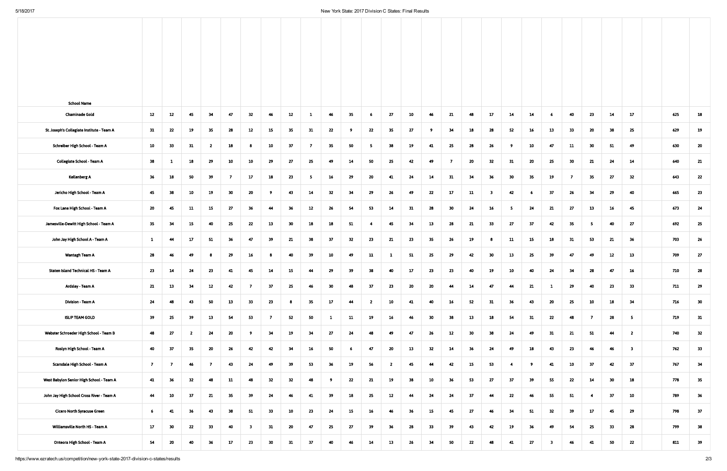| School Name | | | | | | | | | | | | | | | | | | | | | | | | | | | | |
|---|---|---|---|---|---|---|---|---|---|---|---|---|---|---|---|---|---|---|---|---|---|---|---|---|---|---|---|---|
| Chaminade Gold | 12 | 12 | 45 | 34 | 47 | 32 | 46 | 12 | 1 | 46 | 35 | 6 | 27 | 10 | 46 | 21 | 48 | 17 | 14 | 14 | 6 | 40 | 23 | 14 | 17 | | 625 | 18 |
| St. Joseph's Collegiate Institute - Team A | 31 | 22 | 19 | 35 | 28 | 12 | 15 | 35 | 31 | 22 | 9 | 22 | 35 | 27 | 9 | 34 | 18 | 28 | 52 | 16 | 13 | 33 | 20 | 38 | 25 | | 629 | 19 |
| Schreiber High School - Team A | 10 | 33 | 31 | 2 | 18 | 8 | 10 | 37 | 7 | 35 | 50 | 5 | 38 | 19 | 41 | 25 | 28 | 26 | 9 | 10 | 47 | 11 | 30 | 51 | 49 | | 630 | 20 |
| Collegiate School - Team A | 38 | 1 | 18 | 29 | 10 | 10 | 29 | 27 | 25 | 49 | 14 | 50 | 25 | 42 | 49 | 7 | 20 | 32 | 31 | 20 | 25 | 30 | 21 | 24 | 14 | | 640 | 21 |
| Kellenberg A | 36 | 18 | 50 | 39 | 7 | 17 | 18 | 23 | 5 | 16 | 29 | 20 | 41 | 24 | 14 | 31 | 34 | 36 | 30 | 35 | 19 | 7 | 35 | 27 | 32 | | 643 | 22 |
| Jericho High School - Team A | 45 | 38 | 10 | 19 | 30 | 20 | 9 | 43 | 14 | 32 | 34 | 29 | 26 | 49 | 22 | 17 | 11 | 3 | 42 | 6 | 37 | 26 | 34 | 29 | 40 | | 665 | 23 |
| Fox Lane High School - Team A | 20 | 45 | 11 | 15 | 27 | 36 | 44 | 36 | 12 | 26 | 54 | 53 | 14 | 31 | 28 | 30 | 24 | 16 | 5 | 24 | 21 | 27 | 13 | 16 | 45 | | 673 | 24 |
| Jamesville-Dewitt High School - Team A | 35 | 34 | 15 | 40 | 25 | 22 | 13 | 30 | 18 | 18 | 51 | 4 | 45 | 34 | 13 | 28 | 21 | 33 | 27 | 37 | 42 | 35 | 5 | 40 | 27 | | 692 | 25 |
| John Jay High School A - Team A | 1 | 44 | 17 | 51 | 36 | 47 | 39 | 21 | 38 | 37 | 32 | 23 | 21 | 23 | 35 | 26 | 19 | 8 | 11 | 15 | 18 | 31 | 53 | 21 | 36 | | 703 | 26 |
| Wantagh Team A | 28 | 46 | 49 | 8 | 29 | 16 | 8 | 40 | 39 | 10 | 49 | 11 | 1 | 51 | 25 | 29 | 42 | 30 | 13 | 25 | 39 | 47 | 49 | 12 | 13 | | 709 | 27 |
| Staten Island Technical HS - Team A | 23 | 14 | 24 | 23 | 41 | 45 | 14 | 15 | 44 | 29 | 39 | 38 | 40 | 17 | 23 | 23 | 40 | 19 | 10 | 40 | 24 | 34 | 28 | 47 | 16 | | 710 | 28 |
| Ardsley - Team A | 21 | 13 | 34 | 12 | 42 | 7 | 37 | 25 | 46 | 30 | 48 | 37 | 23 | 20 | 20 | 44 | 14 | 47 | 44 | 21 | 1 | 29 | 40 | 23 | 33 | | 711 | 29 |
| Division - Team A | 24 | 48 | 43 | 50 | 13 | 33 | 23 | 8 | 35 | 17 | 44 | 2 | 10 | 41 | 40 | 16 | 52 | 31 | 36 | 43 | 20 | 25 | 10 | 18 | 34 | | 716 | 30 |
| ISLIP TEAM GOLD | 39 | 25 | 39 | 13 | 54 | 53 | 7 | 52 | 50 | 1 | 11 | 19 | 16 | 46 | 30 | 38 | 13 | 18 | 54 | 31 | 22 | 48 | 7 | 28 | 5 | | 719 | 31 |
| Webster Schroeder High School - Team B | 48 | 27 | 2 | 24 | 20 | 9 | 34 | 19 | 34 | 27 | 24 | 48 | 49 | 47 | 26 | 12 | 30 | 38 | 24 | 49 | 31 | 21 | 51 | 44 | 2 | | 740 | 32 |
| Roslyn High School - Team A | 40 | 37 | 35 | 20 | 26 | 42 | 42 | 34 | 16 | 50 | 6 | 47 | 20 | 13 | 32 | 14 | 36 | 24 | 49 | 18 | 43 | 23 | 46 | 46 | 3 | | 762 | 33 |
| Scarsdale High School - Team A | 7 | 7 | 46 | 7 | 43 | 24 | 49 | 39 | 53 | 36 | 19 | 56 | 2 | 45 | 44 | 42 | 15 | 53 | 4 | 9 | 41 | 10 | 37 | 42 | 37 | | 767 | 34 |
| West Babylon Senior High School - Team A | 41 | 36 | 32 | 48 | 11 | 48 | 32 | 32 | 48 | 9 | 22 | 21 | 19 | 38 | 10 | 36 | 53 | 27 | 37 | 39 | 55 | 22 | 14 | 30 | 18 | | 778 | 35 |
| John Jay High School Cross River - Team A | 44 | 10 | 37 | 21 | 35 | 39 | 24 | 46 | 41 | 39 | 18 | 25 | 12 | 44 | 24 | 24 | 37 | 44 | 22 | 46 | 55 | 51 | 4 | 37 | 10 | | 789 | 36 |
| Cicero North Syracuse Green | 6 | 41 | 36 | 43 | 38 | 51 | 33 | 10 | 23 | 24 | 15 | 16 | 46 | 36 | 15 | 45 | 27 | 46 | 34 | 51 | 32 | 39 | 17 | 45 | 29 | | 798 | 37 |
| Williamsville North HS - Team A | 17 | 30 | 22 | 33 | 40 | 3 | 31 | 20 | 47 | 25 | 27 | 39 | 36 | 28 | 33 | 39 | 43 | 42 | 19 | 36 | 49 | 54 | 25 | 33 | 28 | | 799 | 38 |
| Onteora High School - Team A | 54 | 20 | 40 | 36 | 17 | 23 | 30 | 31 | 37 | 40 | 46 | 14 | 13 | 26 | 34 | 50 | 22 | 48 | 41 | 27 | 3 | 46 | 41 | 50 | 22 | | 811 | 39 |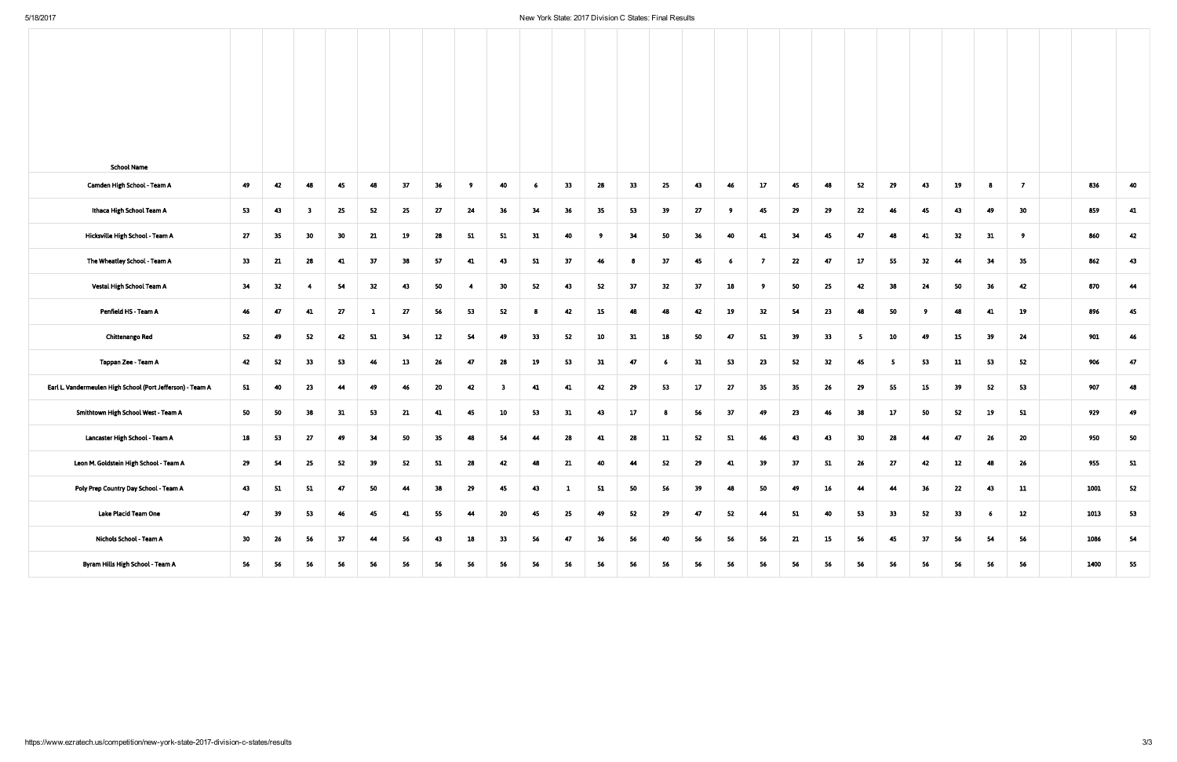| School Name | | | | | | | | | | | | | | | | | | | | | | | | | | | |
|---|---|---|---|---|---|---|---|---|---|---|---|---|---|---|---|---|---|---|---|---|---|---|---|---|---|---|---|
| Camden High School - Team A | 49 | 42 | 48 | 45 | 48 | 37 | 36 | 9 | 40 | 6 | 33 | 28 | 33 | 25 | 43 | 46 | 17 | 45 | 48 | 52 | 29 | 43 | 19 | 8 | 7 | | 836 | 40 |
| Ithaca High School Team A | 53 | 43 | 3 | 25 | 52 | 25 | 27 | 24 | 36 | 34 | 36 | 35 | 53 | 39 | 27 | 9 | 45 | 29 | 29 | 22 | 46 | 45 | 43 | 49 | 30 | | 859 | 41 |
| Hicksville High School - Team A | 27 | 35 | 30 | 30 | 21 | 19 | 28 | 51 | 51 | 31 | 40 | 9 | 34 | 50 | 36 | 40 | 41 | 34 | 45 | 47 | 48 | 41 | 32 | 31 | 9 | | 860 | 42 |
| The Wheatley School - Team A | 33 | 21 | 28 | 41 | 37 | 38 | 57 | 41 | 43 | 51 | 37 | 46 | 8 | 37 | 45 | 6 | 7 | 22 | 47 | 17 | 55 | 32 | 44 | 34 | 35 | | 862 | 43 |
| Vestal High School Team A | 34 | 32 | 4 | 54 | 32 | 43 | 50 | 4 | 30 | 52 | 43 | 52 | 37 | 32 | 37 | 18 | 9 | 50 | 25 | 42 | 38 | 24 | 50 | 36 | 42 | | 870 | 44 |
| Penfield HS - Team A | 46 | 47 | 41 | 27 | 1 | 27 | 56 | 53 | 52 | 8 | 42 | 15 | 48 | 48 | 42 | 19 | 32 | 54 | 23 | 48 | 50 | 9 | 48 | 41 | 19 | | 896 | 45 |
| Chittenango Red | 52 | 49 | 52 | 42 | 51 | 34 | 12 | 54 | 49 | 33 | 52 | 10 | 31 | 18 | 50 | 47 | 51 | 39 | 33 | 5 | 10 | 49 | 15 | 39 | 24 | | 901 | 46 |
| Tappan Zee - Team A | 42 | 52 | 33 | 53 | 46 | 13 | 26 | 47 | 28 | 19 | 53 | 31 | 47 | 6 | 31 | 53 | 23 | 52 | 32 | 45 | 5 | 53 | 11 | 53 | 52 | | 906 | 47 |
| Earl L. Vandermeulen High School (Port Jefferson) - Team A | 51 | 40 | 23 | 44 | 49 | 46 | 20 | 42 | 3 | 41 | 41 | 42 | 29 | 53 | 17 | 27 | 35 | 35 | 26 | 29 | 55 | 15 | 39 | 52 | 53 | | 907 | 48 |
| Smithtown High School West - Team A | 50 | 50 | 38 | 31 | 53 | 21 | 41 | 45 | 10 | 53 | 31 | 43 | 17 | 8 | 56 | 37 | 49 | 23 | 46 | 38 | 17 | 50 | 52 | 19 | 51 | | 929 | 49 |
| Lancaster High School - Team A | 18 | 53 | 27 | 49 | 34 | 50 | 35 | 48 | 54 | 44 | 28 | 41 | 28 | 11 | 52 | 51 | 46 | 43 | 43 | 30 | 28 | 44 | 47 | 26 | 20 | | 950 | 50 |
| Leon M. Goldstein High School - Team A | 29 | 54 | 25 | 52 | 39 | 52 | 51 | 28 | 42 | 48 | 21 | 40 | 44 | 52 | 29 | 41 | 39 | 37 | 51 | 26 | 27 | 42 | 12 | 48 | 26 | | 955 | 51 |
| Poly Prep Country Day School - Team A | 43 | 51 | 51 | 47 | 50 | 44 | 38 | 29 | 45 | 43 | 1 | 51 | 50 | 56 | 39 | 48 | 50 | 49 | 16 | 44 | 44 | 36 | 22 | 43 | 11 | | 1001 | 52 |
| Lake Placid Team One | 47 | 39 | 53 | 46 | 45 | 41 | 55 | 44 | 20 | 45 | 25 | 49 | 52 | 29 | 47 | 52 | 44 | 51 | 40 | 53 | 33 | 52 | 33 | 6 | 12 | | 1013 | 53 |
| Nichols School - Team A | 30 | 26 | 56 | 37 | 44 | 56 | 43 | 18 | 33 | 56 | 47 | 36 | 56 | 40 | 56 | 56 | 56 | 21 | 15 | 56 | 45 | 37 | 56 | 54 | 56 | | 1086 | 54 |
| Byram Hills High School - Team A | 56 | 56 | 56 | 56 | 56 | 56 | 56 | 56 | 56 | 56 | 56 | 56 | 56 | 56 | 56 | 56 | 56 | 56 | 56 | 56 | 56 | 56 | 56 | 56 | 56 | | 1400 | 55 |